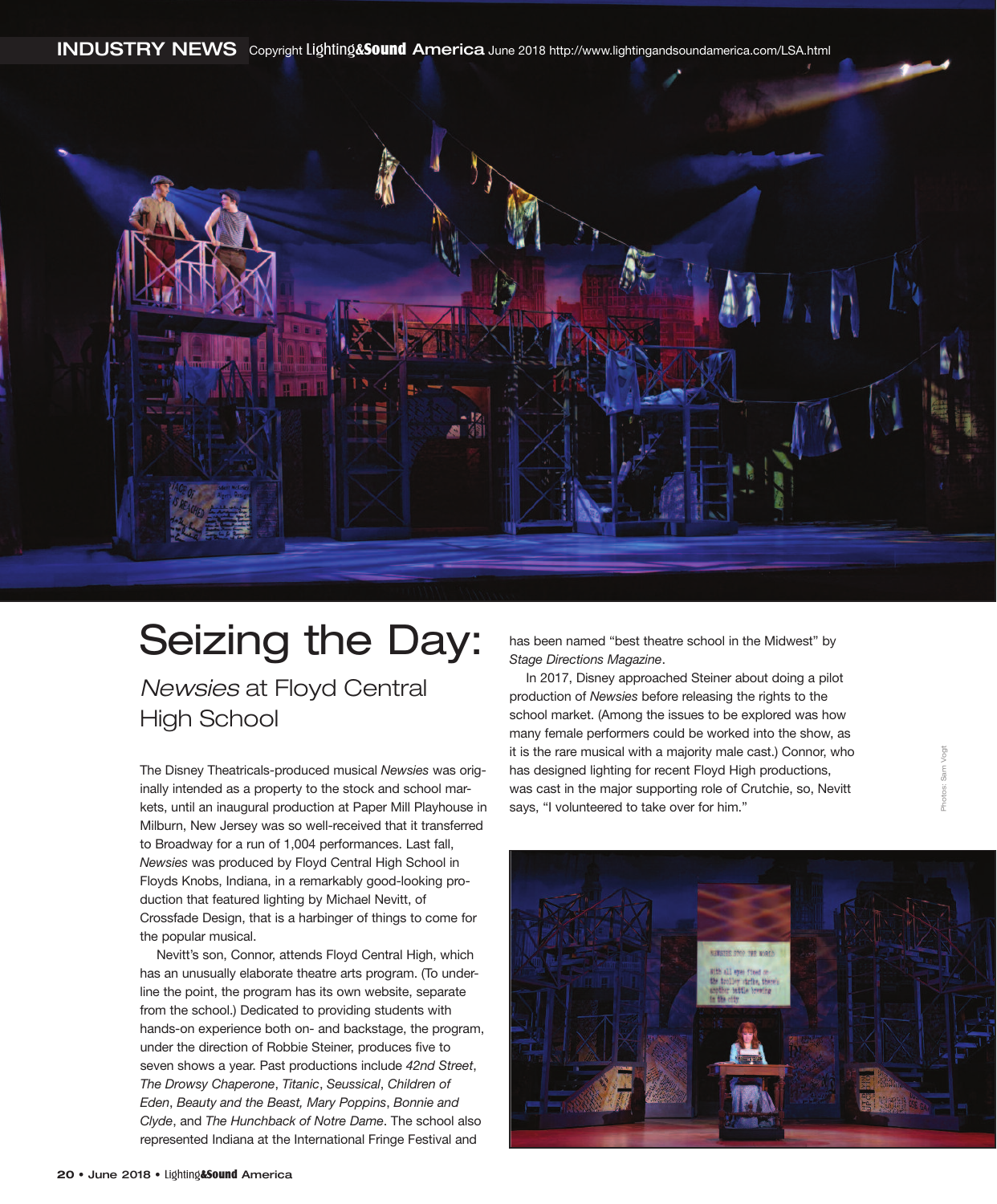# Seizing the Day:

## *Newsies* at Floyd Central High School

The Disney Theatricals-produced musical *Newsies* was originally intended as a property to the stock and school markets, until an inaugural production at Paper Mill Playhouse in Milburn, New Jersey was so well-received that it transferred to Broadway for a run of 1,004 performances. Last fall, *Newsies* was produced by Floyd Central High School in Floyds Knobs, Indiana, in a remarkably good-looking production that featured lighting by Michael Nevitt, of Crossfade Design, that is a harbinger of things to come for the popular musical.

Nevitt's son, Connor, attends Floyd Central High, which has an unusually elaborate theatre arts program. (To underline the point, the program has its own website, separate from the school.) Dedicated to providing students with hands-on experience both on- and backstage, the program, under the direction of Robbie Steiner, produces five to seven shows a year. Past productions include *42nd Street*, *The Drowsy Chaperone*, *Titanic*, *Seussical*, *Children of Eden*, *Beauty and the Beast, Mary Poppins*, *Bonnie and Clyde*, and *The Hunchback of Notre Dame*. The school also represented Indiana at the International Fringe Festival and has been named "best theatre school in the Midwest" by *Stage Directions Magazine*.

In 2017, Disney approached Steiner about doing a pilot production of *Newsies* before releasing the rights to the school market. (Among the issues to be explored was how many female performers could be worked into the show, as it is the rare musical with a majority male cast.) Connor, who has designed lighting for recent Floyd High productions, was cast in the major supporting role of Crutchie, so, Nevitt says, "I volunteered to take over for him."

Photos: Sam Vogt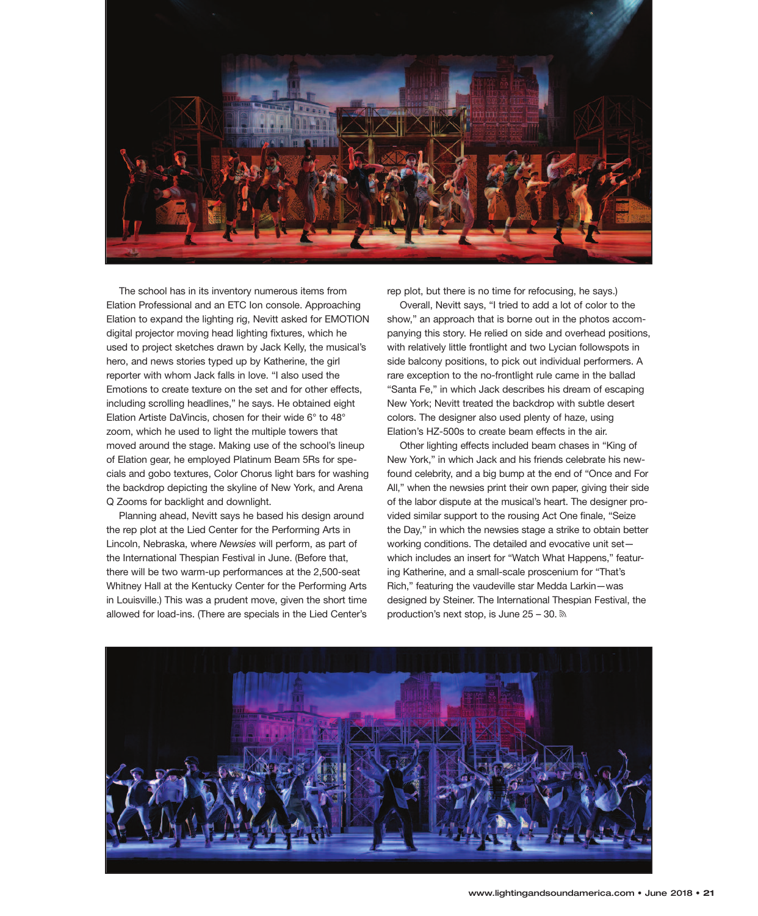The school has in its inventory numerous items from Elation Professional and an ETC Ion console. Approaching Elation to expand the lighting rig, Nevitt asked for EMOTION digital projector moving head lighting fixtures, which he used to project sketches drawn by Jack Kelly, the musical's hero, and news stories typed up by Katherine, the girl reporter with whom Jack falls in love. "I also used the Emotions to create texture on the set and for other effects, including scrolling headlines," he says. He obtained eight Elation Artiste DaVincis, chosen for their wide 6° to 48° zoom, which he used to light the multiple towers that moved around the stage. Making use of the school's lineup of Elation gear, he employed Platinum Beam 5Rs for specials and gobo textures, Color Chorus light bars for washing the backdrop depicting the skyline of New York, and Arena Q Zooms for backlight and downlight.

Planning ahead, Nevitt says he based his design around the rep plot at the Lied Center for the Performing Arts in Lincoln, Nebraska, where *Newsies* will perform, as part of the International Thespian Festival in June. (Before that, there will be two warm-up performances at the 2,500-seat Whitney Hall at the Kentucky Center for the Performing Arts in Louisville.) This was a prudent move, given the short time allowed for load-ins. (There are specials in the Lied Center's rep plot, but there is no time for refocusing, he says.)

Overall, Nevitt says, "I tried to add a lot of color to the show," an approach that is borne out in the photos accompanying this story. He relied on side and overhead positions, with relatively little frontlight and two Lycian followspots in side balcony positions, to pick out individual performers. A rare exception to the no-frontlight rule came in the ballad "Santa Fe," in which Jack describes his dream of escaping New York; Nevitt treated the backdrop with subtle desert colors. The designer also used plenty of haze, using Elation's HZ-500s to create beam effects in the air.

Other lighting effects included beam chases in "King of New York," in which Jack and his friends celebrate his newfound celebrity, and a big bump at the end of "Once and For All," when the newsies print their own paper, giving their side of the labor dispute at the musical's heart. The designer provided similar support to the rousing Act One finale, "Seize the Day," in which the newsies stage a strike to obtain better working conditions. The detailed and evocative unit set—which includes an insert for "Watch What Happens," featuring Katherine, and a small-scale proscenium for "That's Rich," featuring the vaudeville star Medda Larkin—was designed by Steiner. The International Thespian Festival, the production's next stop, is June 25 – 30.